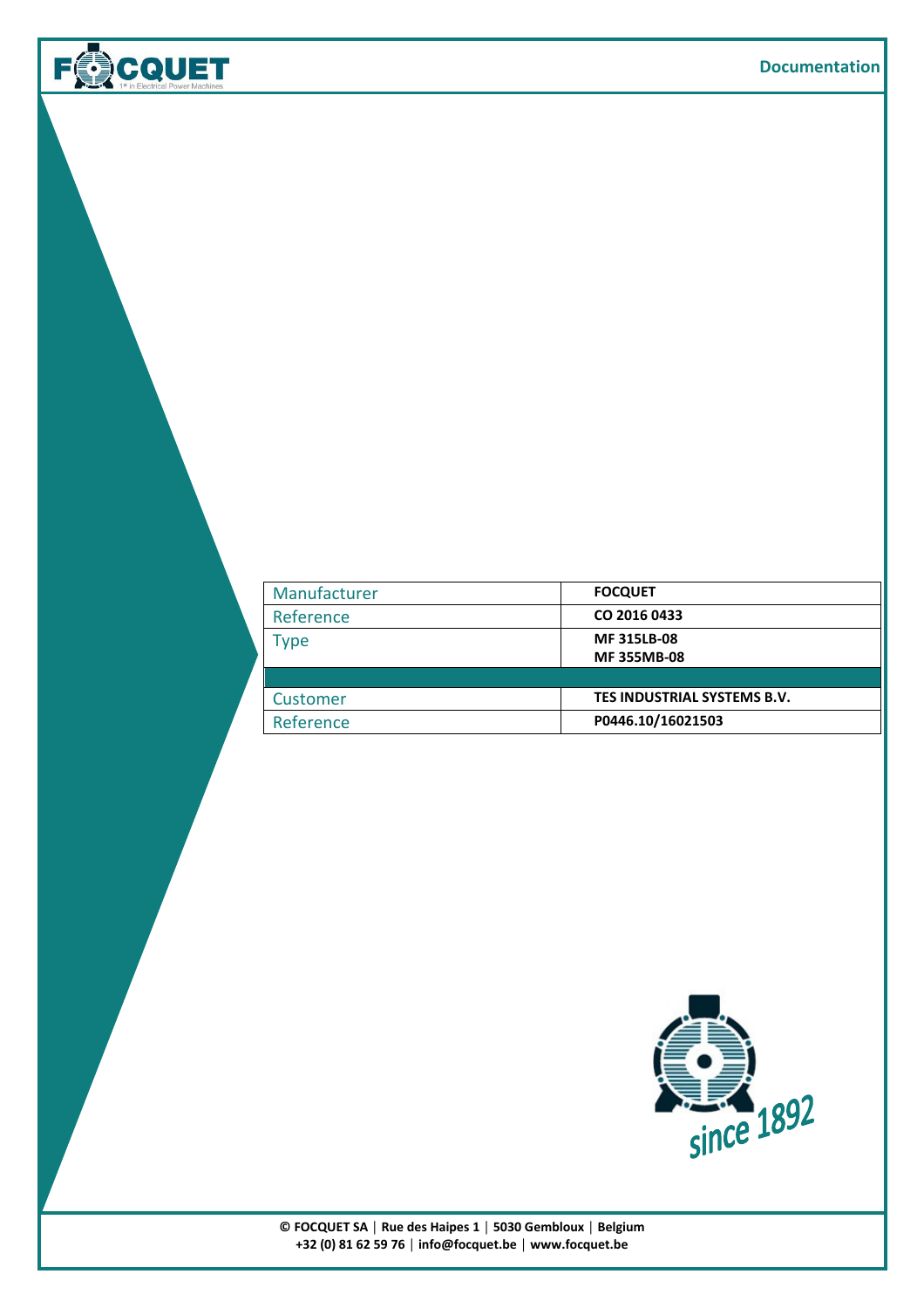| Manufacturer | FOCQUET |
|---|---|
| Reference | CO 2016 0433 |
| Type | MF 315LB-08<br>MF 355MB-08 |
| | |
| Customer | TES INDUSTRIAL SYSTEMS B.V. |
| Reference | P0446.10/16021503 |

since 1892

© FOCQUET SA | Rue des Haipes 1 | 5030 Gembloux | Belgium
+32 (0) 81 62 59 76 | info@focquet.be | www.focquet.be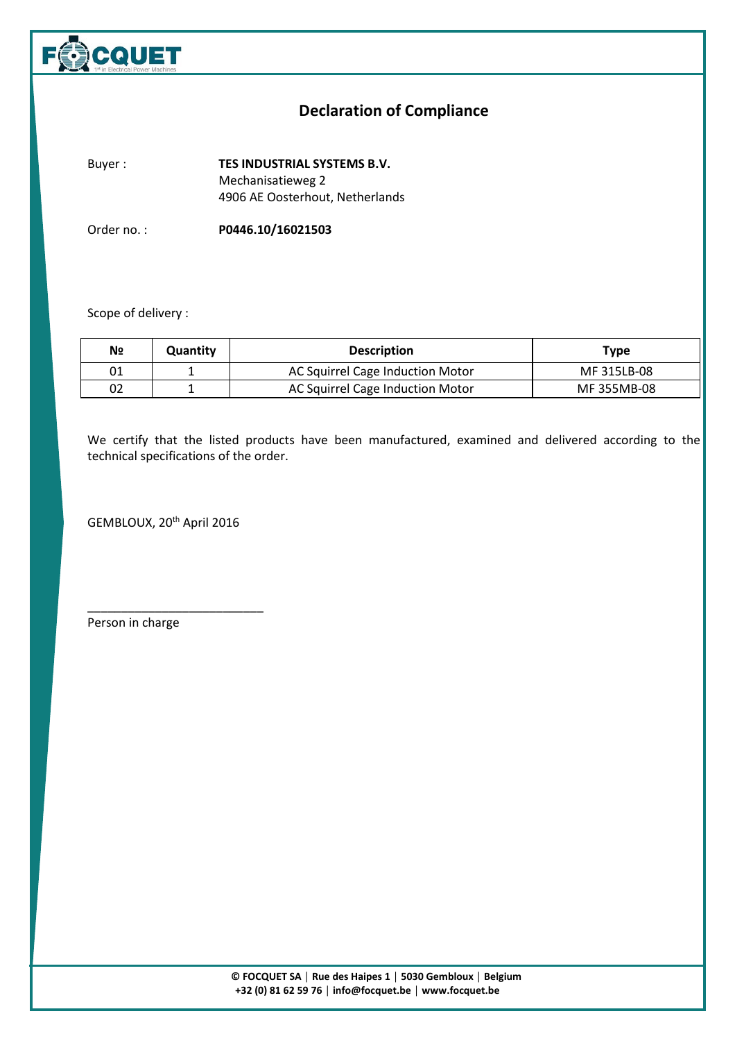# Declaration of Compliance

Buyer : **TES INDUSTRIAL SYSTEMS B.V.**
Mechanisatieweg 2
4906 AE Oosterhout, Netherlands

Order no. : **P0446.10/16021503**

Scope of delivery :

| № | Quantity | Description | Type |
|---|---|---|---|
| 01 | 1 | AC Squirrel Cage Induction Motor | MF 315LB-08 |
| 02 | 1 | AC Squirrel Cage Induction Motor | MF 355MB-08 |

We certify that the listed products have been manufactured, examined and delivered according to the technical specifications of the order.

GEMBLOUX, 20th April 2016

___________________________
Person in charge

**© FOCQUET SA | Rue des Haipes 1 | 5030 Gembloux | Belgium**
**+32 (0) 81 62 59 76 | info@focquet.be | www.focquet.be**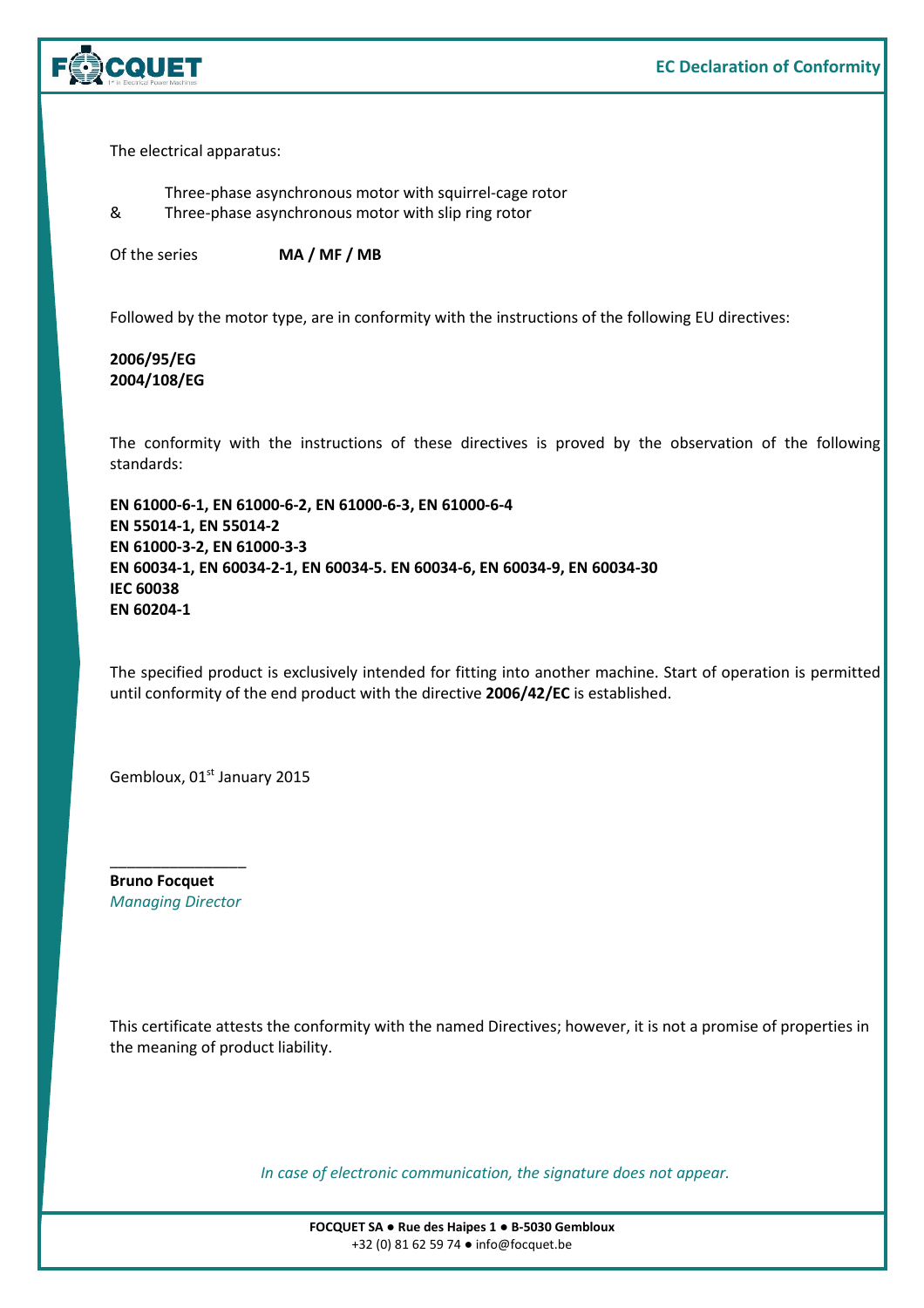# EC Declaration of Conformity

The electrical apparatus:

Three-phase asynchronous motor with squirrel-cage rotor
& Three-phase asynchronous motor with slip ring rotor

Of the series **MA / MF / MB**

Followed by the motor type, are in conformity with the instructions of the following EU directives:

**2006/95/EG**
**2004/108/EG**

The conformity with the instructions of these directives is proved by the observation of the following standards:

**EN 61000-6-1, EN 61000-6-2, EN 61000-6-3, EN 61000-6-4**
**EN 55014-1, EN 55014-2**
**EN 61000-3-2, EN 61000-3-3**
**EN 60034-1, EN 60034-2-1, EN 60034-5. EN 60034-6, EN 60034-9, EN 60034-30**
**IEC 60038**
**EN 60204-1**

The specified product is exclusively intended for fitting into another machine. Start of operation is permitted until conformity of the end product with the directive **2006/42/EC** is established.

Gembloux, 01st January 2015

________________
**Bruno Focquet**
*Managing Director*

This certificate attests the conformity with the named Directives; however, it is not a promise of properties in the meaning of product liability.

*In case of electronic communication, the signature does not appear.*

**FOCQUET SA ● Rue des Haipes 1 ● B-5030 Gembloux**
+32 (0) 81 62 59 74 ● info@focquet.be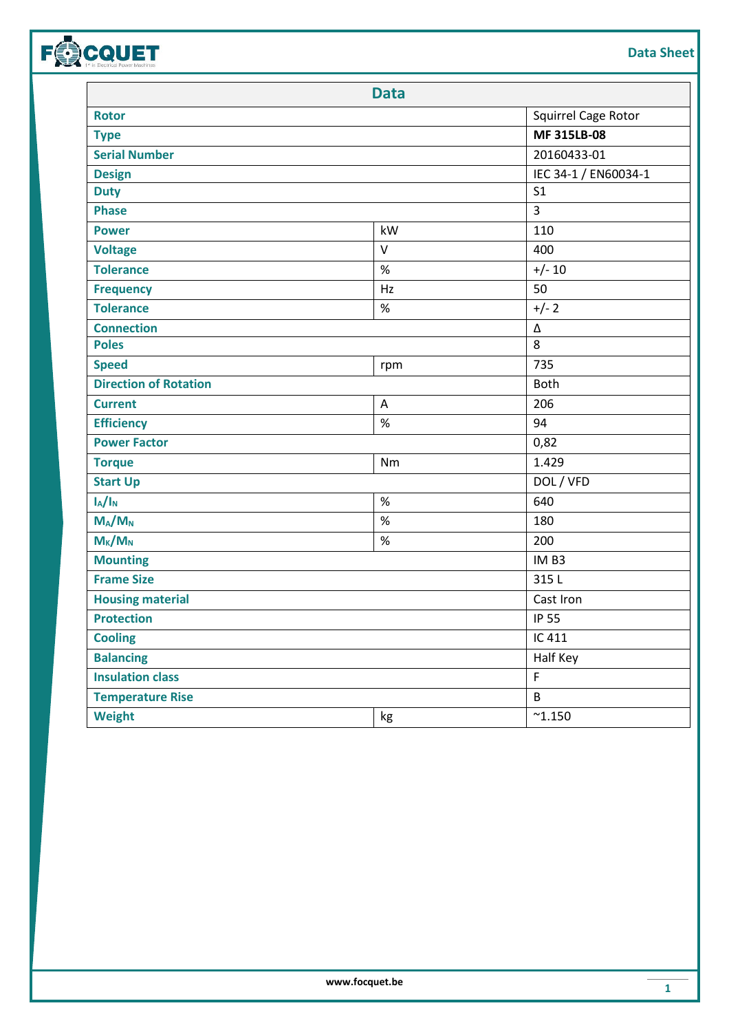| Data | | |
|---|---|---|
| **Rotor** | | Squirrel Cage Rotor |
| **Type** | | **MF 315LB-08** |
| **Serial Number** | | 20160433-01 |
| **Design** | | IEC 34-1 / EN60034-1 |
| **Duty** | | S1 |
| **Phase** | | 3 |
| **Power** | kW | 110 |
| **Voltage** | V | 400 |
| **Tolerance** | % | +/- 10 |
| **Frequency** | Hz | 50 |
| **Tolerance** | % | +/- 2 |
| **Connection** | | Δ |
| **Poles** | | 8 |
| **Speed** | rpm | 735 |
| **Direction of Rotation** | | Both |
| **Current** | A | 206 |
| **Efficiency** | % | 94 |
| **Power Factor** | | 0,82 |
| **Torque** | Nm | 1.429 |
| **Start Up** | | DOL / VFD |
| **$I_A/I_N$** | % | 640 |
| **$M_A/M_N$** | % | 180 |
| **$M_K/M_N$** | % | 200 |
| **Mounting** | | IM B3 |
| **Frame Size** | | 315 L |
| **Housing material** | | Cast Iron |
| **Protection** | | IP 55 |
| **Cooling** | | IC 411 |
| **Balancing** | | Half Key |
| **Insulation class** | | F |
| **Temperature Rise** | | B |
| **Weight** | kg | ~1.150 |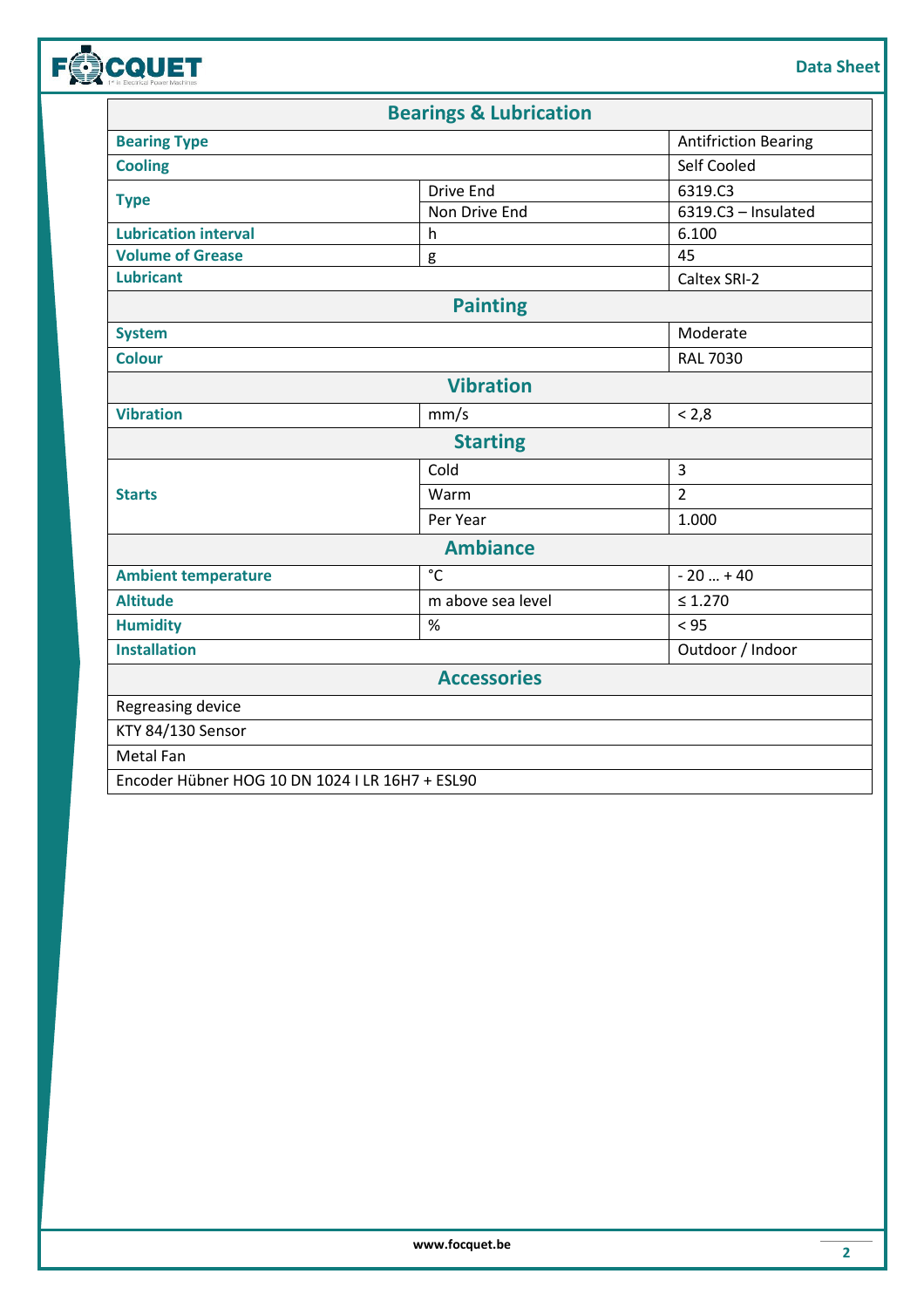| Bearings & Lubrication | | |
|---|---|---|
| **Bearing Type** | | Antifriction Bearing |
| **Cooling** | | Self Cooled |
| **Type** | Drive End | 6319.C3 |
| | Non Drive End | 6319.C3 – Insulated |
| **Lubrication interval** | h | 6.100 |
| **Volume of Grease** | g | 45 |
| **Lubricant** | | Caltex SRI-2 |

| Painting | |
|---|---|
| **System** | Moderate |
| **Colour** | RAL 7030 |

| Vibration | | |
|---|---|---|
| **Vibration** | mm/s | < 2,8 |

| Starting | | |
|---|---|---|
| **Starts** | Cold | 3 |
| | Warm | 2 |
| | Per Year | 1.000 |

| Ambiance | | |
|---|---|---|
| **Ambient temperature** | °C | - 20 … + 40 |
| **Altitude** | m above sea level | ≤ 1.270 |
| **Humidity** | % | < 95 |
| **Installation** | | Outdoor / Indoor |

| Accessories |
|---|
| Regreasing device |
| KTY 84/130 Sensor |
| Metal Fan |
| Encoder Hübner HOG 10 DN 1024 I LR 16H7 + ESL90 |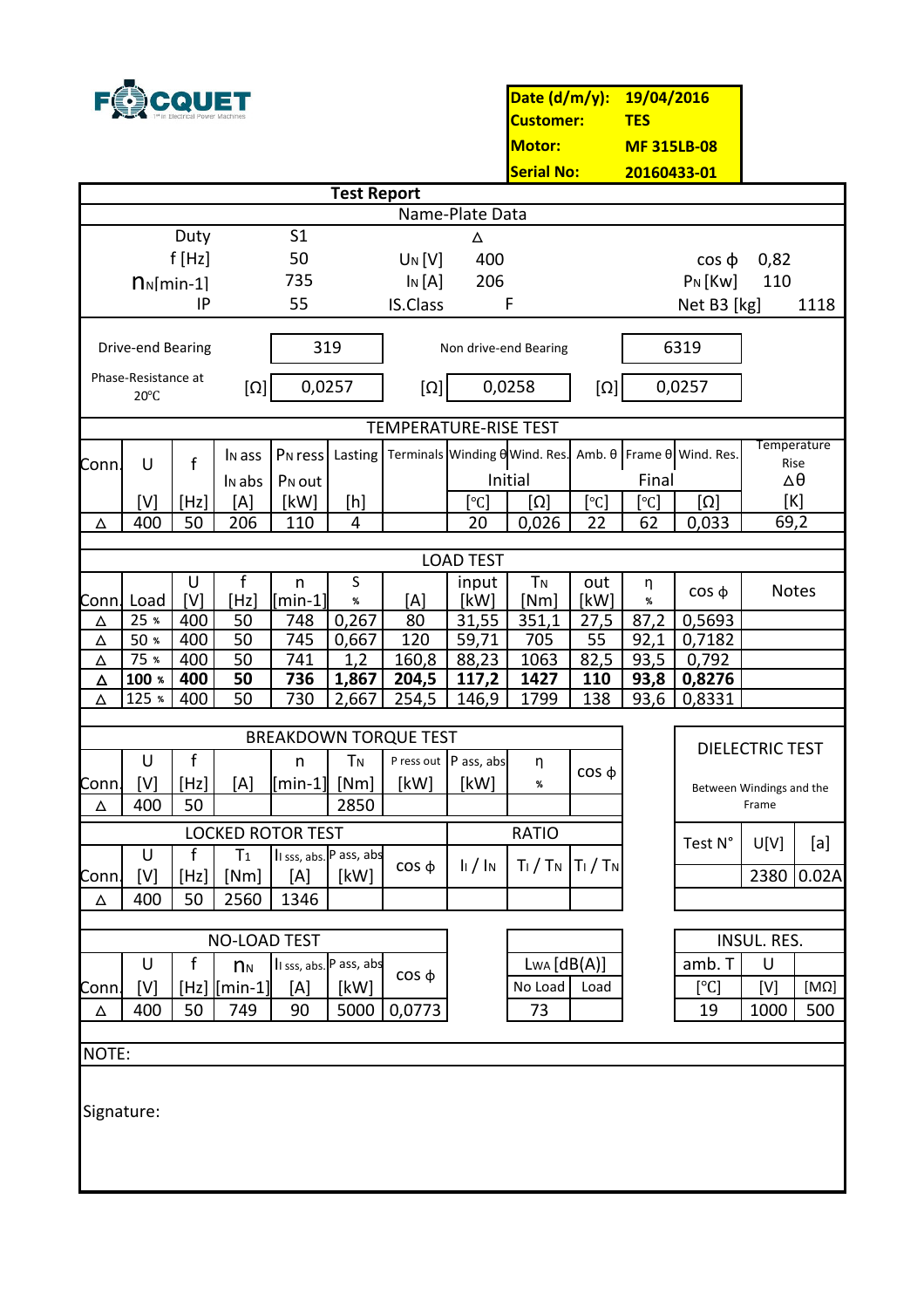FOCQUET

| | |
|---|---|
| **Date (d/m/y):** | **19/04/2016** |
| **Customer:** | **TES** |
| **Motor:** | **MF 315LB-08** |
| **Serial No:** | **20160433-01** |

## Test Report

### Name-Plate Data

| | | | | | |
|---|---|---|---|---|---|
| Duty | S1 | | Δ | | |
| f [Hz] | 50 | $U_N$ [V] | 400 | cos ϕ | 0,82 |
| $n_N$[min-1] | 735 | $I_N$ [A] | 206 | $P_N$ [Kw] | 110 |
| IP | 55 | IS.Class | F | Net B3 [kg] | 1118 |

| | | | |
|---|---|---|---|
| Drive-end Bearing | 319 | Non drive-end Bearing | 6319 |

| | | | | | | |
|---|---|---|---|---|---|---|
| Phase-Resistance at 20°C | [Ω] | 0,0257 | [Ω] | 0,0258 | [Ω] | 0,0257 |

### TEMPERATURE-RISE TEST

| Conn. | U | f | $I_N$ ass / $I_N$ abs | $P_N$ ress / $P_N$ out | Lasting | Terminals | Winding θ (Initial) | Wind. Res. (Initial) | Amb. θ (Final) | Frame θ (Final) | Wind. Res. (Final) | Temperature Rise Δθ |
|---|---|---|---|---|---|---|---|---|---|---|---|---|
| | [V] | [Hz] | [A] | [kW] | [h] | | [°C] | [Ω] | [°C] | [°C] | [Ω] | [K] |
| Δ | 400 | 50 | 206 | 110 | 4 | | 20 | 0,026 | 22 | 62 | 0,033 | 69,2 |

### LOAD TEST

| Conn. | Load | U [V] | f [Hz] | n [min-1] | S % | [A] | input [kW] | $T_N$ [Nm] | out [kW] | η % | cos ϕ | Notes |
|---|---|---|---|---|---|---|---|---|---|---|---|---|
| Δ | 25 % | 400 | 50 | 748 | 0,267 | 80 | 31,55 | 351,1 | 27,5 | 87,2 | 0,5693 | |
| Δ | 50 % | 400 | 50 | 745 | 0,667 | 120 | 59,71 | 705 | 55 | 92,1 | 0,7182 | |
| Δ | 75 % | 400 | 50 | 741 | 1,2 | 160,8 | 88,23 | 1063 | 82,5 | 93,5 | 0,792 | |
| **Δ** | **100 %** | **400** | **50** | **736** | **1,867** | **204,5** | **117,2** | **1427** | **110** | **93,8** | **0,8276** | |
| Δ | 125 % | 400 | 50 | 730 | 2,667 | 254,5 | 146,9 | 1799 | 138 | 93,6 | 0,8331 | |

### BREAKDOWN TORQUE TEST

| Conn. | U [V] | f [Hz] | [A] | n [min-1] | $T_N$ [Nm] | P ress out [kW] | P ass, abs [kW] | η % | cos ϕ |
|---|---|---|---|---|---|---|---|---|---|
| Δ | 400 | 50 | | | 2850 | | | | |

### LOCKED ROTOR TEST / RATIO

| Conn. | U [V] | f [Hz] | $T_1$ [Nm] | $I_l$ sss, abs. [A] | P ass, abs [kW] | cos ϕ | $I_l$ / $I_N$ | $T_l$ / $T_N$ | $T_l$ / $T_N$ |
|---|---|---|---|---|---|---|---|---|---|
| Δ | 400 | 50 | 2560 | 1346 | | | | | |

### DIELECTRIC TEST

Between Windings and the Frame

| Test N° | U[V] | [a] |
|---|---|---|
| | 2380 | 0.02A |

### NO-LOAD TEST

| Conn. | U [V] | f [Hz] | $n_N$ [min-1] | $I_l$ sss, abs. [A] | P ass, abs [kW] | cos ϕ |
|---|---|---|---|---|---|---|
| Δ | 400 | 50 | 749 | 90 | 5000 | 0,0773 |

| $L_{WA}$ [dB(A)] No Load | $L_{WA}$ [dB(A)] Load |
|---|---|
| 73 | |

### INSUL. RES.

| amb. T [°C] | U [V] | [MΩ] |
|---|---|---|
| 19 | 1000 | 500 |

NOTE:

Signature: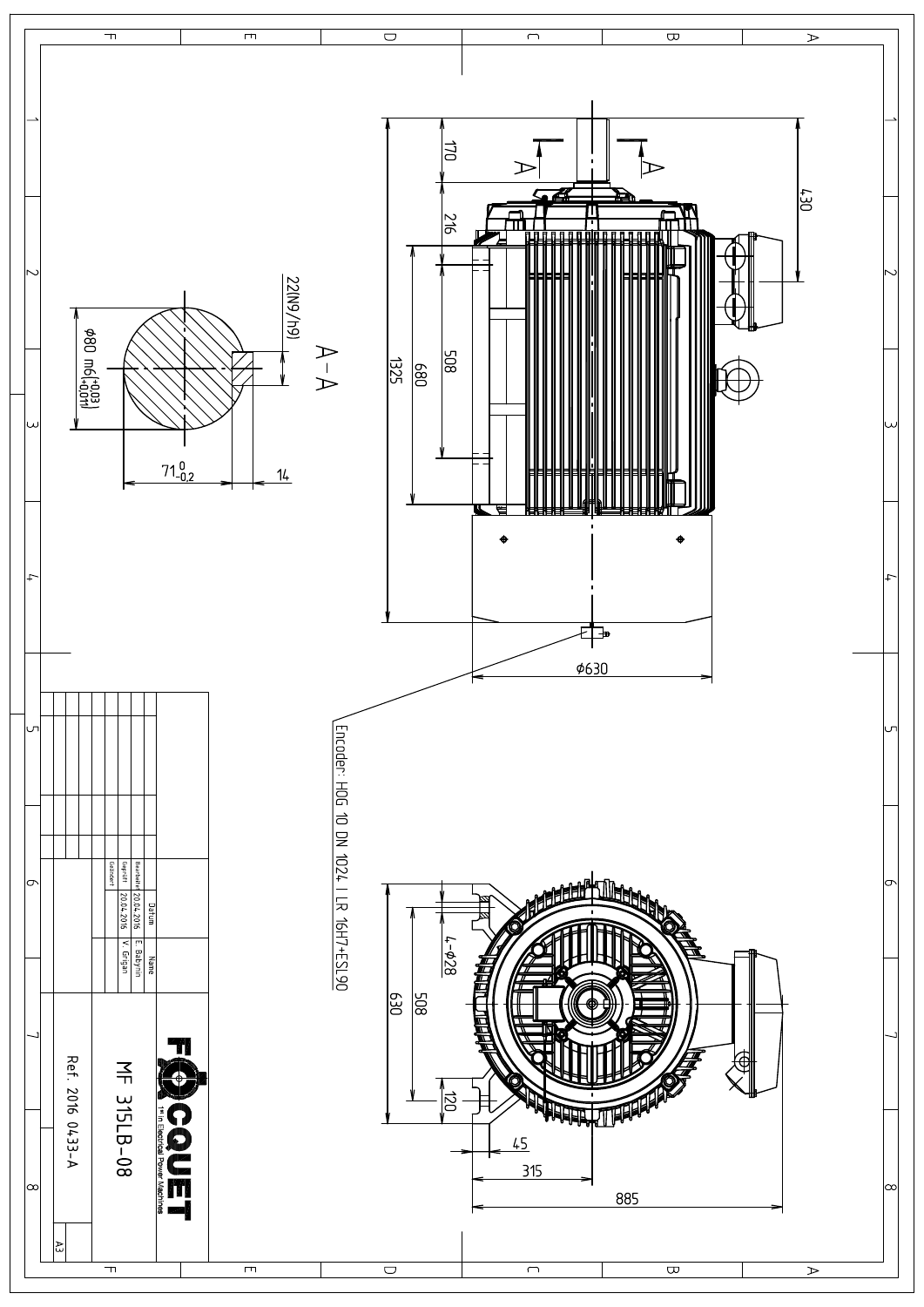A–A

22(N9/h9)

Ø80 m6$\binom{+0.03}{+0.011}$

$71^{0}_{-0.2}$

14

170

216

508

680

1325

430

Ø630

Encoder: HOG 10 DN 1024 I LR 16H7+ESL90

4–Ø28

508

630

120

45

315

885

| | Datum | Name |
|---|---|---|
| Bearbeitet | 20.04.2016 | E. Babynin |
| Geprüft | 20.04.2016 | V. Grigan |
| Geändert | | |

FOCQUET
1st in Electrical Power Machines

MF 315LB-08

Ref. 2016 0433-A

A3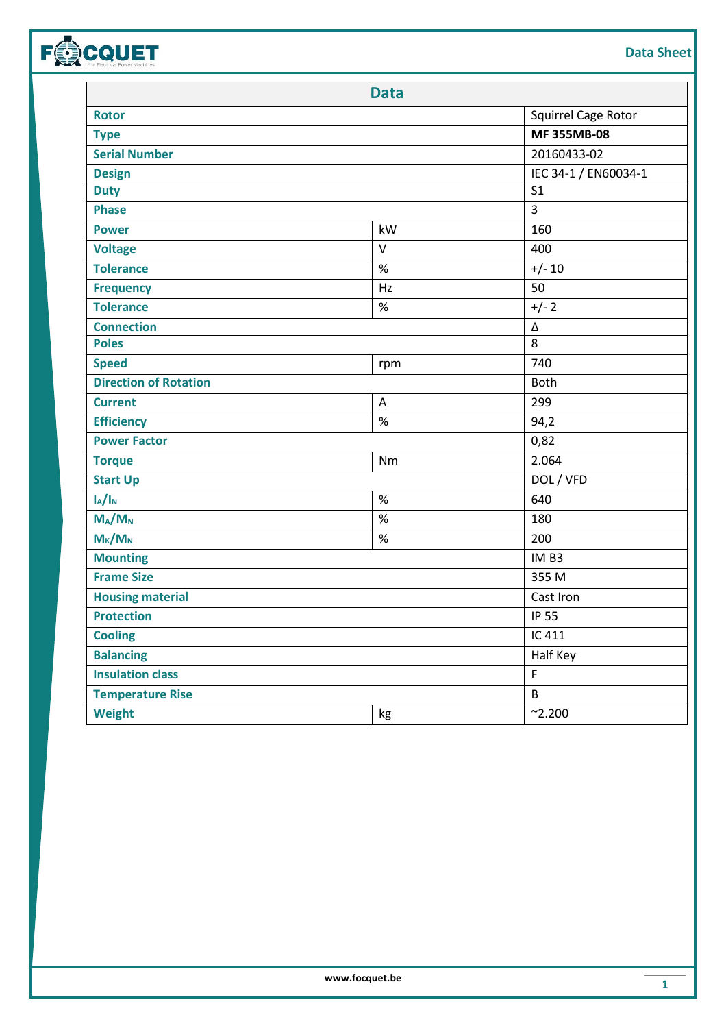| Data | | |
|---|---|---|
| **Rotor** | | Squirrel Cage Rotor |
| **Type** | | **MF 355MB-08** |
| **Serial Number** | | 20160433-02 |
| **Design** | | IEC 34-1 / EN60034-1 |
| **Duty** | | S1 |
| **Phase** | | 3 |
| **Power** | kW | 160 |
| **Voltage** | V | 400 |
| **Tolerance** | % | +/- 10 |
| **Frequency** | Hz | 50 |
| **Tolerance** | % | +/- 2 |
| **Connection** | | Δ |
| **Poles** | | 8 |
| **Speed** | rpm | 740 |
| **Direction of Rotation** | | Both |
| **Current** | A | 299 |
| **Efficiency** | % | 94,2 |
| **Power Factor** | | 0,82 |
| **Torque** | Nm | 2.064 |
| **Start Up** | | DOL / VFD |
| **$I_A/I_N$** | % | 640 |
| **$M_A/M_N$** | % | 180 |
| **$M_K/M_N$** | % | 200 |
| **Mounting** | | IM B3 |
| **Frame Size** | | 355 M |
| **Housing material** | | Cast Iron |
| **Protection** | | IP 55 |
| **Cooling** | | IC 411 |
| **Balancing** | | Half Key |
| **Insulation class** | | F |
| **Temperature Rise** | | B |
| **Weight** | kg | ~2.200 |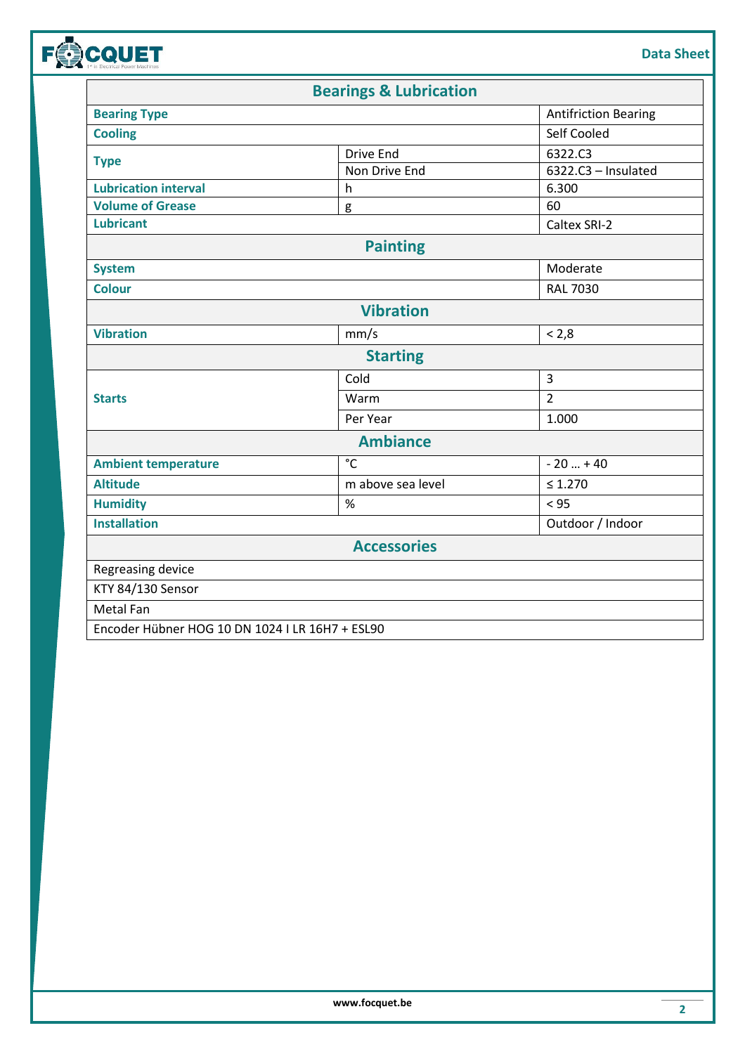| Bearings & Lubrication | | |
|---|---|---|
| **Bearing Type** | | Antifriction Bearing |
| **Cooling** | | Self Cooled |
| **Type** | Drive End | 6322.C3 |
| | Non Drive End | 6322.C3 – Insulated |
| **Lubrication interval** | h | 6.300 |
| **Volume of Grease** | g | 60 |
| **Lubricant** | | Caltex SRI-2 |
| **Painting** | | |
| **System** | | Moderate |
| **Colour** | | RAL 7030 |
| **Vibration** | | |
| **Vibration** | mm/s | < 2,8 |
| **Starting** | | |
| **Starts** | Cold | 3 |
| | Warm | 2 |
| | Per Year | 1.000 |
| **Ambiance** | | |
| **Ambient temperature** | °C | - 20 … + 40 |
| **Altitude** | m above sea level | ≤ 1.270 |
| **Humidity** | % | < 95 |
| **Installation** | | Outdoor / Indoor |
| **Accessories** | | |
| Regreasing device | | |
| KTY 84/130 Sensor | | |
| Metal Fan | | |
| Encoder Hübner HOG 10 DN 1024 I LR 16H7 + ESL90 | | |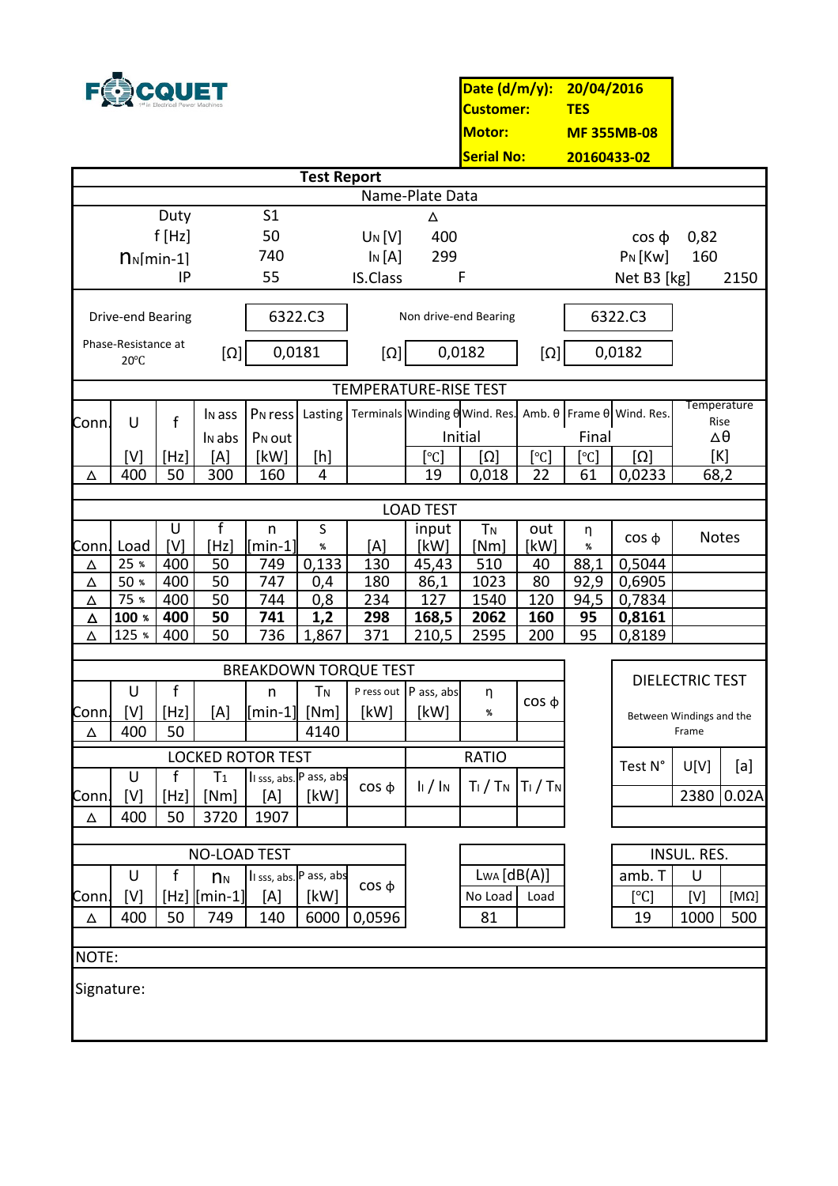FOCQUET
1st in Electrical Power Machines

| | |
|---|---|
| **Date (d/m/y):** | **20/04/2016** |
| **Customer:** | **TES** |
| **Motor:** | **MF 355MB-08** |
| **Serial No:** | **20160433-02** |

# Test Report

## Name-Plate Data

| | | | | | |
|---|---|---|---|---|---|
| Duty | S1 | | Δ | | |
| f [Hz] | 50 | $U_N$ [V] | 400 | cos ϕ | 0,82 |
| $n_N$[min-1] | 740 | $I_N$ [A] | 299 | $P_N$ [Kw] | 160 |
| IP | 55 | IS.Class | F | Net B3 [kg] | 2150 |

| | | | |
|---|---|---|---|
| Drive-end Bearing | 6322.C3 | Non drive-end Bearing | 6322.C3 |

| | | | |
|---|---|---|---|
| Phase-Resistance at 20°C | [Ω] 0,0181 | [Ω] 0,0182 | [Ω] 0,0182 |

## TEMPERATURE-RISE TEST

| Conn. | U | f | $I_N$ ass / $I_N$ abs | $P_N$ ress / $P_N$ out | Lasting | Terminals | Winding θ | Wind. Res. | Amb. θ | Frame θ | Wind. Res. | Temperature Rise Δθ |
|---|---|---|---|---|---|---|---|---|---|---|---|---|
| | | | | | | | Initial | | | Final | | |
| | [V] | [Hz] | [A] | [kW] | [h] | | [°C] | [Ω] | [°C] | [°C] | [Ω] | [K] |
| Δ | 400 | 50 | 300 | 160 | 4 | | 19 | 0,018 | 22 | 61 | 0,0233 | 68,2 |

## LOAD TEST

| Conn. | Load | U [V] | f [Hz] | n [min-1] | S % | [A] | input [kW] | $T_N$ [Nm] | out [kW] | η % | cos ϕ | Notes |
|---|---|---|---|---|---|---|---|---|---|---|---|---|
| Δ | 25 % | 400 | 50 | 749 | 0,133 | 130 | 45,43 | 510 | 40 | 88,1 | 0,5044 | |
| Δ | 50 % | 400 | 50 | 747 | 0,4 | 180 | 86,1 | 1023 | 80 | 92,9 | 0,6905 | |
| Δ | 75 % | 400 | 50 | 744 | 0,8 | 234 | 127 | 1540 | 120 | 94,5 | 0,7834 | |
| **Δ** | **100 %** | **400** | **50** | **741** | **1,2** | **298** | **168,5** | **2062** | **160** | **95** | **0,8161** | |
| Δ | 125 % | 400 | 50 | 736 | 1,867 | 371 | 210,5 | 2595 | 200 | 95 | 0,8189 | |

## BREAKDOWN TORQUE TEST

| Conn. | U [V] | f [Hz] | [A] | n [min-1] | $T_N$ [Nm] | P ress out [kW] | P ass, abs [kW] | η % | cos ϕ |
|---|---|---|---|---|---|---|---|---|---|
| Δ | 400 | 50 | | | 4140 | | | | |

## LOCKED ROTOR TEST

| Conn. | U [V] | f [Hz] | $T_l$ [Nm] | $I_l$ sss, abs. [A] | P ass, abs [kW] | cos ϕ | $I_l$ / $I_N$ | $T_l$ / $T_N$ | $T_l$ / $T_N$ |
|---|---|---|---|---|---|---|---|---|---|
| | | | | | | | RATIO | | |
| Δ | 400 | 50 | 3720 | 1907 | | | | | |

## DIELECTRIC TEST

Between Windings and the Frame

| Test N° | U[V] | [a] |
|---|---|---|
| | 2380 | 0.02A |

## NO-LOAD TEST

| Conn. | U [V] | f [Hz] | $n_N$ [min-1] | $I_l$ sss, abs. [A] | P ass, abs [kW] | cos ϕ |
|---|---|---|---|---|---|---|
| Δ | 400 | 50 | 749 | 140 | 6000 | 0,0596 |

| $L_{WA}$ [dB(A)] No Load | Load |
|---|---|
| 81 | |

## INSUL. RES.

| amb. T [°C] | U [V] | [MΩ] |
|---|---|---|
| 19 | 1000 | 500 |

NOTE:

Signature: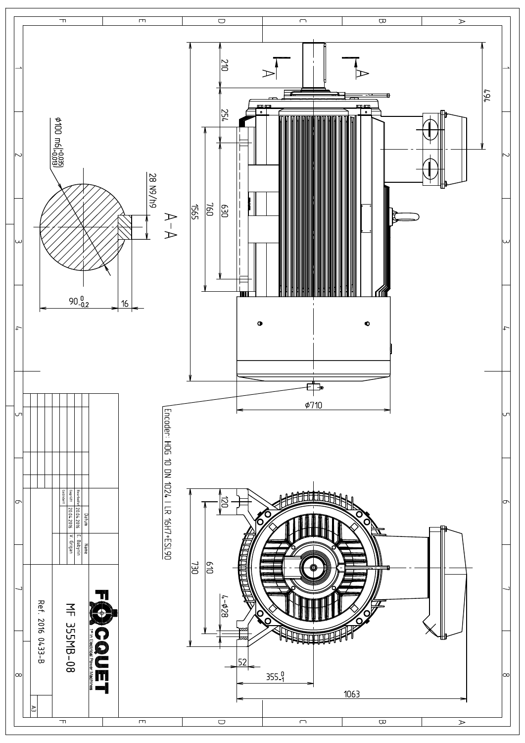MF 355MB-08

Ref. 2016 0433-B

FOCQUET
1st in Electrical Power Machines

| | Datum | Name |
|---|---|---|
| Bearbeitet | 20.04.2016 | E. Babynin |
| Geprüft | 20.04.2016 | V. Grigan |
| Geändert | | |

A3

Encoder: HOG 10 DN 1024 I LR 16H7+ESL90

A–A

$\phi 100\ m6\left(^{+0.035}_{+0.013}\right)$

28 N9/h9

$90^{\ 0}_{-0.2}$

16

210

254

760

630

1565

494

$\phi 710$

120

730

610

4–$\phi 28$

52

$355^{\ 0}_{-1}$

1063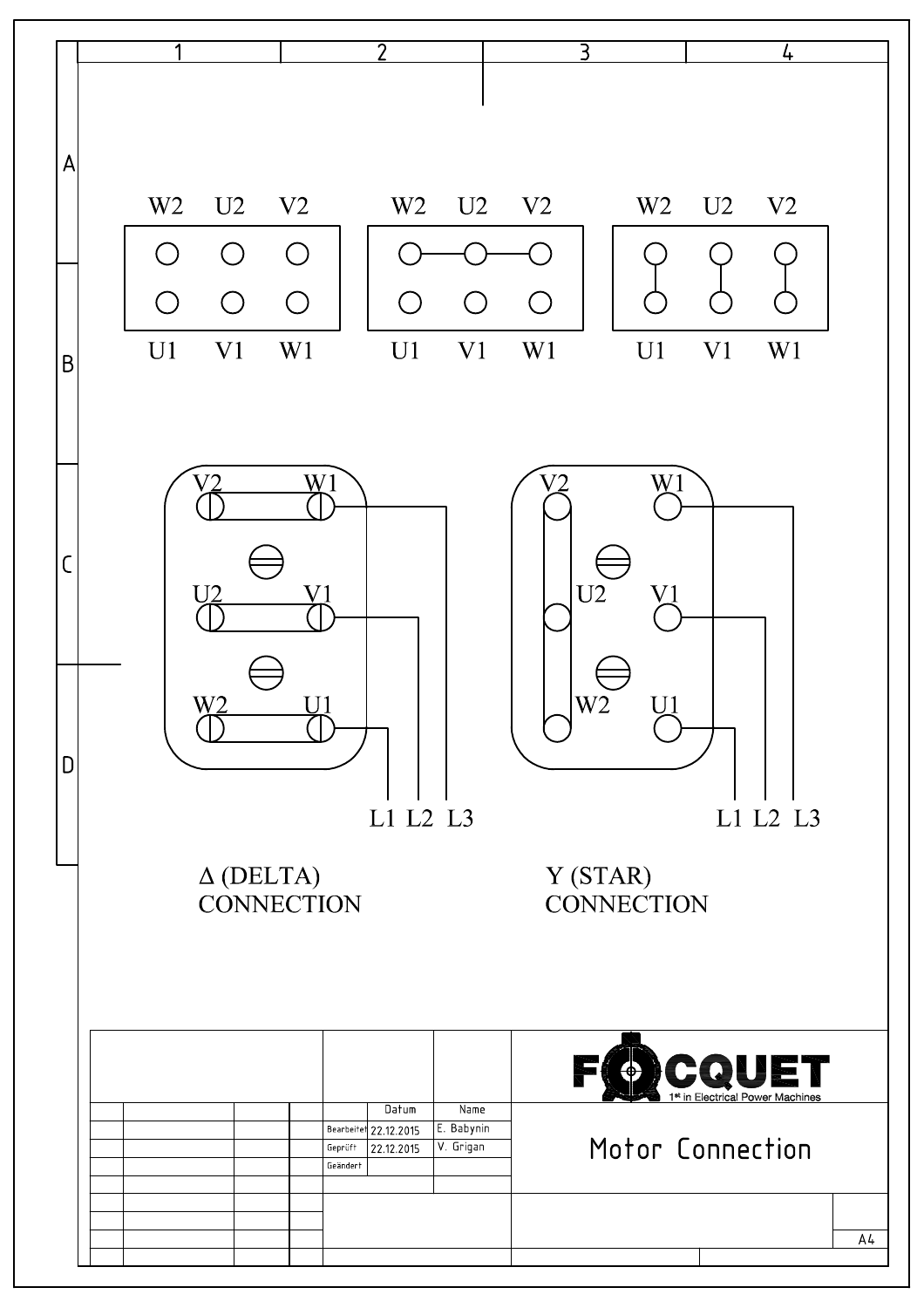W2 U2 V2

U1 V1 W1

W2 U2 V2

U1 V1 W1

W2 U2 V2

U1 V1 W1

V2 W1

U2 V1

W2 U1

L1 L2 L3

V2 W1

U2 V1

W2 U1

L1 L2 L3

Δ (DELTA)
CONNECTION

Y (STAR)
CONNECTION

| | Datum | Name |
|---|---|---|
| Bearbeitet | 22.12.2015 | E. Babynin |
| Geprüft | 22.12.2015 | V. Grigan |
| Geändert | | |

FOCQUET
1st in Electrical Power Machines

Motor Connection

A4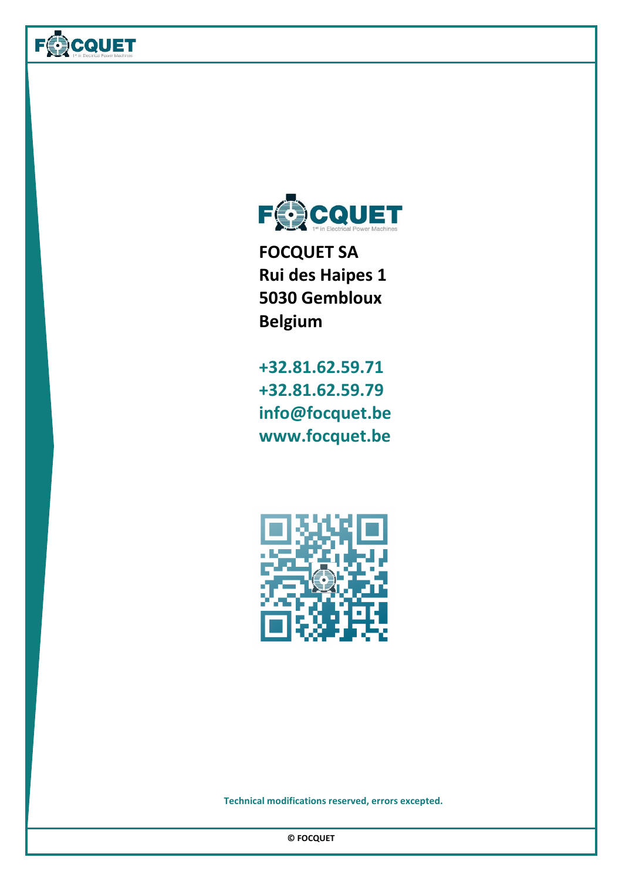**FOCQUET SA**
**Rui des Haipes 1**
**5030 Gembloux**
**Belgium**

**+32.81.62.59.71**
**+32.81.62.59.79**
**info@focquet.be**
**www.focquet.be**

**Technical modifications reserved, errors excepted.**

**© FOCQUET**